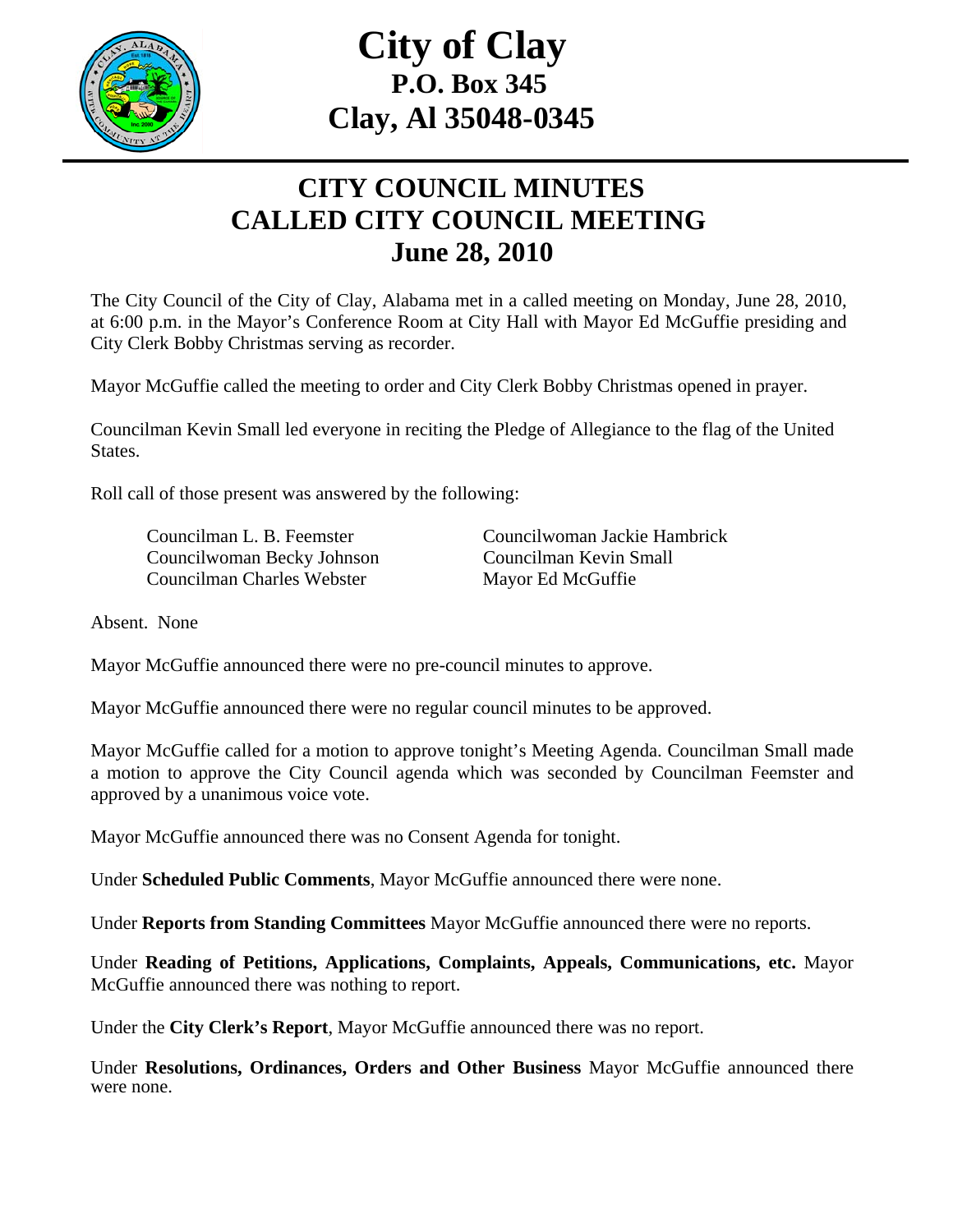# City of Clay
## P.O. Box 345
## Clay, Al 35048-0345

## CITY COUNCIL MINUTES
## CALLED CITY COUNCIL MEETING
## June 28, 2010

The City Council of the City of Clay, Alabama met in a called meeting on Monday, June 28, 2010, at 6:00 p.m. in the Mayor's Conference Room at City Hall with Mayor Ed McGuffie presiding and City Clerk Bobby Christmas serving as recorder.

Mayor McGuffie called the meeting to order and City Clerk Bobby Christmas opened in prayer.

Councilman Kevin Small led everyone in reciting the Pledge of Allegiance to the flag of the United States.

Roll call of those present was answered by the following:

Councilman L. B. Feemster
Councilwoman Jackie Hambrick
Councilwoman Becky Johnson
Councilman Kevin Small
Councilman Charles Webster
Mayor Ed McGuffie

Absent. None

Mayor McGuffie announced there were no pre-council minutes to approve.

Mayor McGuffie announced there were no regular council minutes to be approved.

Mayor McGuffie called for a motion to approve tonight's Meeting Agenda. Councilman Small made a motion to approve the City Council agenda which was seconded by Councilman Feemster and approved by a unanimous voice vote.

Mayor McGuffie announced there was no Consent Agenda for tonight.

Under **Scheduled Public Comments**, Mayor McGuffie announced there were none.

Under **Reports from Standing Committees** Mayor McGuffie announced there were no reports.

Under **Reading of Petitions, Applications, Complaints, Appeals, Communications, etc.** Mayor McGuffie announced there was nothing to report.

Under the **City Clerk's Report**, Mayor McGuffie announced there was no report.

Under **Resolutions, Ordinances, Orders and Other Business** Mayor McGuffie announced there were none.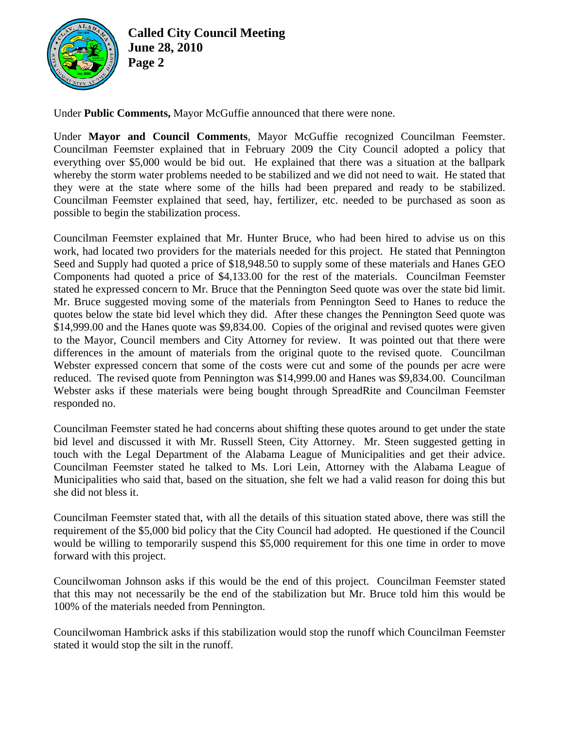Under **Public Comments,** Mayor McGuffie announced that there were none.

Under **Mayor and Council Comments**, Mayor McGuffie recognized Councilman Feemster. Councilman Feemster explained that in February 2009 the City Council adopted a policy that everything over $5,000 would be bid out. He explained that there was a situation at the ballpark whereby the storm water problems needed to be stabilized and we did not need to wait. He stated that they were at the state where some of the hills had been prepared and ready to be stabilized. Councilman Feemster explained that seed, hay, fertilizer, etc. needed to be purchased as soon as possible to begin the stabilization process.

Councilman Feemster explained that Mr. Hunter Bruce, who had been hired to advise us on this work, had located two providers for the materials needed for this project. He stated that Pennington Seed and Supply had quoted a price of $18,948.50 to supply some of these materials and Hanes GEO Components had quoted a price of $4,133.00 for the rest of the materials. Councilman Feemster stated he expressed concern to Mr. Bruce that the Pennington Seed quote was over the state bid limit. Mr. Bruce suggested moving some of the materials from Pennington Seed to Hanes to reduce the quotes below the state bid level which they did. After these changes the Pennington Seed quote was $14,999.00 and the Hanes quote was $9,834.00. Copies of the original and revised quotes were given to the Mayor, Council members and City Attorney for review. It was pointed out that there were differences in the amount of materials from the original quote to the revised quote. Councilman Webster expressed concern that some of the costs were cut and some of the pounds per acre were reduced. The revised quote from Pennington was $14,999.00 and Hanes was $9,834.00. Councilman Webster asks if these materials were being bought through SpreadRite and Councilman Feemster responded no.

Councilman Feemster stated he had concerns about shifting these quotes around to get under the state bid level and discussed it with Mr. Russell Steen, City Attorney. Mr. Steen suggested getting in touch with the Legal Department of the Alabama League of Municipalities and get their advice. Councilman Feemster stated he talked to Ms. Lori Lein, Attorney with the Alabama League of Municipalities who said that, based on the situation, she felt we had a valid reason for doing this but she did not bless it.

Councilman Feemster stated that, with all the details of this situation stated above, there was still the requirement of the $5,000 bid policy that the City Council had adopted. He questioned if the Council would be willing to temporarily suspend this $5,000 requirement for this one time in order to move forward with this project.

Councilwoman Johnson asks if this would be the end of this project. Councilman Feemster stated that this may not necessarily be the end of the stabilization but Mr. Bruce told him this would be 100% of the materials needed from Pennington.

Councilwoman Hambrick asks if this stabilization would stop the runoff which Councilman Feemster stated it would stop the silt in the runoff.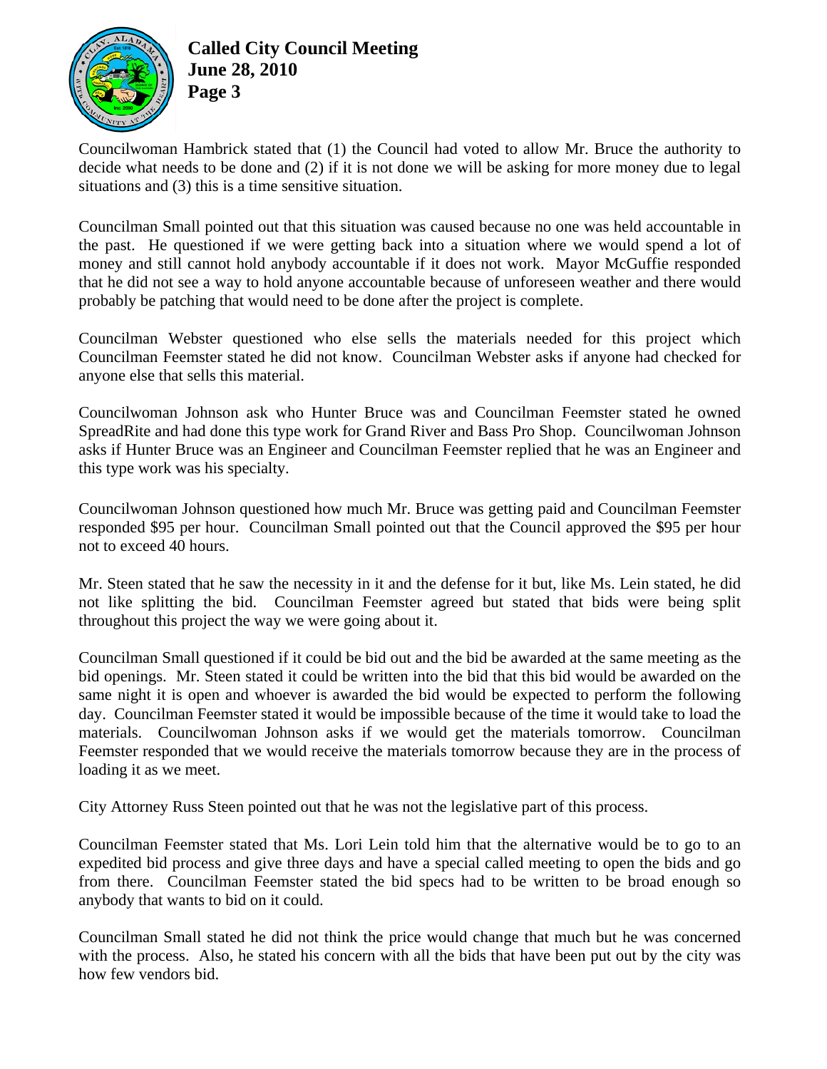Councilwoman Hambrick stated that (1) the Council had voted to allow Mr. Bruce the authority to decide what needs to be done and (2) if it is not done we will be asking for more money due to legal situations and (3) this is a time sensitive situation.

Councilman Small pointed out that this situation was caused because no one was held accountable in the past. He questioned if we were getting back into a situation where we would spend a lot of money and still cannot hold anybody accountable if it does not work. Mayor McGuffie responded that he did not see a way to hold anyone accountable because of unforeseen weather and there would probably be patching that would need to be done after the project is complete.

Councilman Webster questioned who else sells the materials needed for this project which Councilman Feemster stated he did not know. Councilman Webster asks if anyone had checked for anyone else that sells this material.

Councilwoman Johnson ask who Hunter Bruce was and Councilman Feemster stated he owned SpreadRite and had done this type work for Grand River and Bass Pro Shop. Councilwoman Johnson asks if Hunter Bruce was an Engineer and Councilman Feemster replied that he was an Engineer and this type work was his specialty.

Councilwoman Johnson questioned how much Mr. Bruce was getting paid and Councilman Feemster responded $95 per hour. Councilman Small pointed out that the Council approved the $95 per hour not to exceed 40 hours.

Mr. Steen stated that he saw the necessity in it and the defense for it but, like Ms. Lein stated, he did not like splitting the bid. Councilman Feemster agreed but stated that bids were being split throughout this project the way we were going about it.

Councilman Small questioned if it could be bid out and the bid be awarded at the same meeting as the bid openings. Mr. Steen stated it could be written into the bid that this bid would be awarded on the same night it is open and whoever is awarded the bid would be expected to perform the following day. Councilman Feemster stated it would be impossible because of the time it would take to load the materials. Councilwoman Johnson asks if we would get the materials tomorrow. Councilman Feemster responded that we would receive the materials tomorrow because they are in the process of loading it as we meet.

City Attorney Russ Steen pointed out that he was not the legislative part of this process.

Councilman Feemster stated that Ms. Lori Lein told him that the alternative would be to go to an expedited bid process and give three days and have a special called meeting to open the bids and go from there. Councilman Feemster stated the bid specs had to be written to be broad enough so anybody that wants to bid on it could.

Councilman Small stated he did not think the price would change that much but he was concerned with the process. Also, he stated his concern with all the bids that have been put out by the city was how few vendors bid.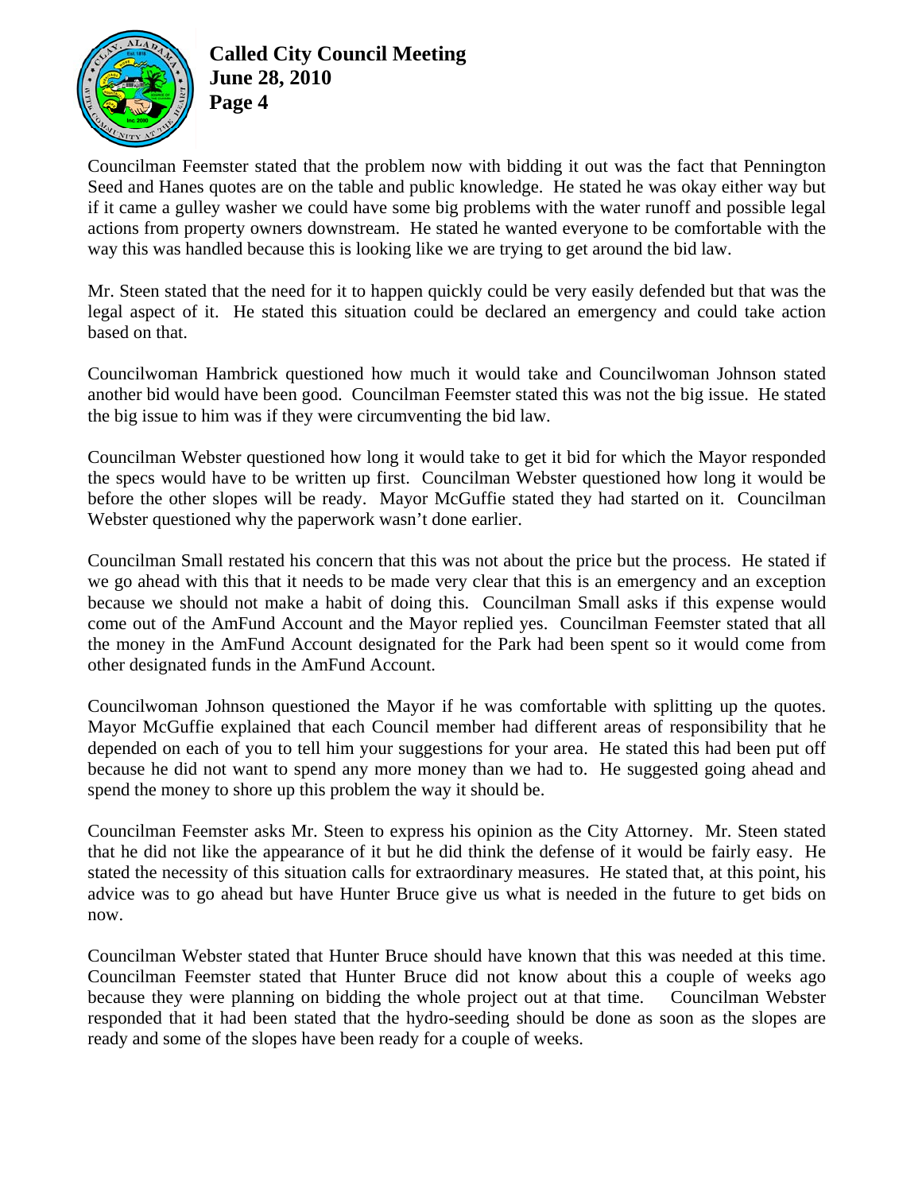Councilman Feemster stated that the problem now with bidding it out was the fact that Pennington Seed and Hanes quotes are on the table and public knowledge. He stated he was okay either way but if it came a gulley washer we could have some big problems with the water runoff and possible legal actions from property owners downstream. He stated he wanted everyone to be comfortable with the way this was handled because this is looking like we are trying to get around the bid law.

Mr. Steen stated that the need for it to happen quickly could be very easily defended but that was the legal aspect of it. He stated this situation could be declared an emergency and could take action based on that.

Councilwoman Hambrick questioned how much it would take and Councilwoman Johnson stated another bid would have been good. Councilman Feemster stated this was not the big issue. He stated the big issue to him was if they were circumventing the bid law.

Councilman Webster questioned how long it would take to get it bid for which the Mayor responded the specs would have to be written up first. Councilman Webster questioned how long it would be before the other slopes will be ready. Mayor McGuffie stated they had started on it. Councilman Webster questioned why the paperwork wasn't done earlier.

Councilman Small restated his concern that this was not about the price but the process. He stated if we go ahead with this that it needs to be made very clear that this is an emergency and an exception because we should not make a habit of doing this. Councilman Small asks if this expense would come out of the AmFund Account and the Mayor replied yes. Councilman Feemster stated that all the money in the AmFund Account designated for the Park had been spent so it would come from other designated funds in the AmFund Account.

Councilwoman Johnson questioned the Mayor if he was comfortable with splitting up the quotes. Mayor McGuffie explained that each Council member had different areas of responsibility that he depended on each of you to tell him your suggestions for your area. He stated this had been put off because he did not want to spend any more money than we had to. He suggested going ahead and spend the money to shore up this problem the way it should be.

Councilman Feemster asks Mr. Steen to express his opinion as the City Attorney. Mr. Steen stated that he did not like the appearance of it but he did think the defense of it would be fairly easy. He stated the necessity of this situation calls for extraordinary measures. He stated that, at this point, his advice was to go ahead but have Hunter Bruce give us what is needed in the future to get bids on now.

Councilman Webster stated that Hunter Bruce should have known that this was needed at this time. Councilman Feemster stated that Hunter Bruce did not know about this a couple of weeks ago because they were planning on bidding the whole project out at that time. Councilman Webster responded that it had been stated that the hydro-seeding should be done as soon as the slopes are ready and some of the slopes have been ready for a couple of weeks.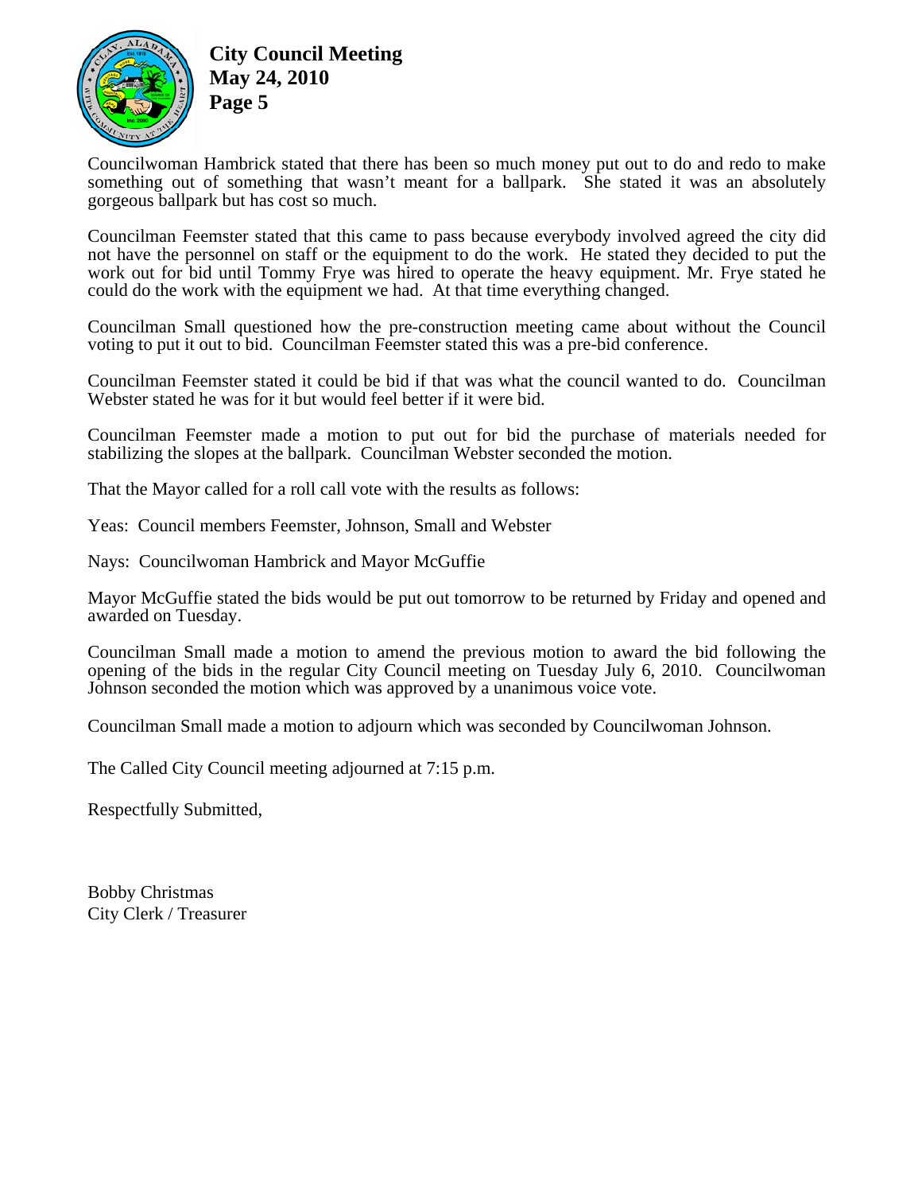Councilwoman Hambrick stated that there has been so much money put out to do and redo to make something out of something that wasn't meant for a ballpark. She stated it was an absolutely gorgeous ballpark but has cost so much.

Councilman Feemster stated that this came to pass because everybody involved agreed the city did not have the personnel on staff or the equipment to do the work. He stated they decided to put the work out for bid until Tommy Frye was hired to operate the heavy equipment. Mr. Frye stated he could do the work with the equipment we had. At that time everything changed.

Councilman Small questioned how the pre-construction meeting came about without the Council voting to put it out to bid. Councilman Feemster stated this was a pre-bid conference.

Councilman Feemster stated it could be bid if that was what the council wanted to do. Councilman Webster stated he was for it but would feel better if it were bid.

Councilman Feemster made a motion to put out for bid the purchase of materials needed for stabilizing the slopes at the ballpark. Councilman Webster seconded the motion.

That the Mayor called for a roll call vote with the results as follows:

Yeas: Council members Feemster, Johnson, Small and Webster

Nays: Councilwoman Hambrick and Mayor McGuffie

Mayor McGuffie stated the bids would be put out tomorrow to be returned by Friday and opened and awarded on Tuesday.

Councilman Small made a motion to amend the previous motion to award the bid following the opening of the bids in the regular City Council meeting on Tuesday July 6, 2010. Councilwoman Johnson seconded the motion which was approved by a unanimous voice vote.

Councilman Small made a motion to adjourn which was seconded by Councilwoman Johnson.

The Called City Council meeting adjourned at 7:15 p.m.

Respectfully Submitted,

Bobby Christmas
City Clerk / Treasurer